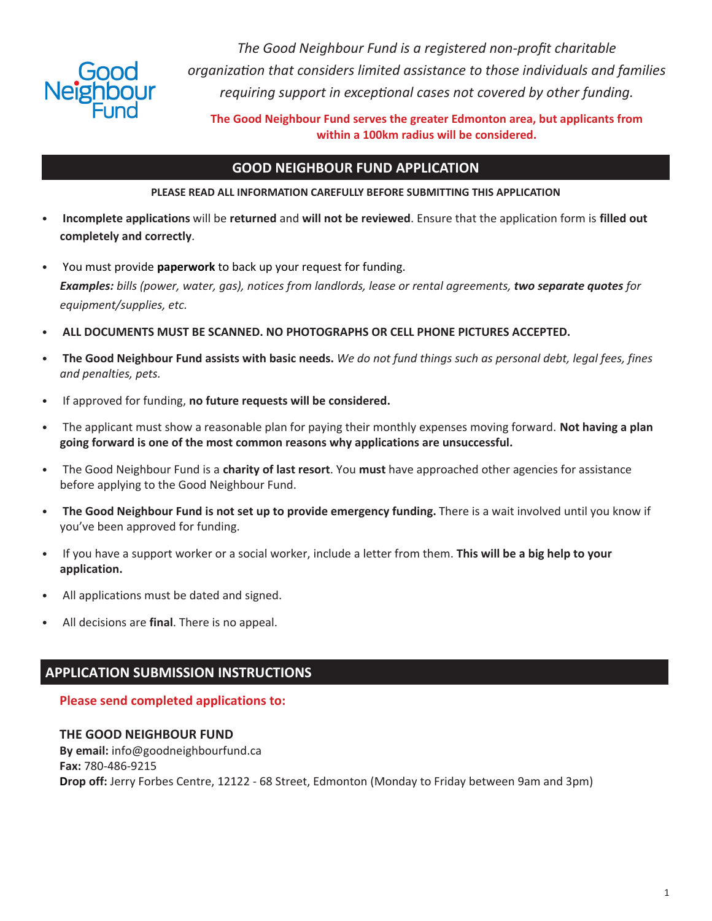Good Neighbour Fund

*The Good Neighbour Fund is a registered non-profit charitable organization that considers limited assistance to those individuals and families requiring support in exceptional cases not covered by other funding.*

**The Good Neighbour Fund serves the greater Edmonton area, but applicants from within a 100km radius will be considered.**

## GOOD NEIGHBOUR FUND APPLICATION

**PLEASE READ ALL INFORMATION CAREFULLY BEFORE SUBMITTING THIS APPLICATION**

- **Incomplete applications** will be **returned** and **will not be reviewed**. Ensure that the application form is **filled out completely and correctly**.
- You must provide **paperwork** to back up your request for funding.
  ***Examples:*** *bills (power, water, gas), notices from landlords, lease or rental agreements,* ***two separate quotes*** *for equipment/supplies, etc.*
- **ALL DOCUMENTS MUST BE SCANNED. NO PHOTOGRAPHS OR CELL PHONE PICTURES ACCEPTED.**
- **The Good Neighbour Fund assists with basic needs.** *We do not fund things such as personal debt, legal fees, fines and penalties, pets.*
- If approved for funding, **no future requests will be considered.**
- The applicant must show a reasonable plan for paying their monthly expenses moving forward. **Not having a plan going forward is one of the most common reasons why applications are unsuccessful.**
- The Good Neighbour Fund is a **charity of last resort**. You **must** have approached other agencies for assistance before applying to the Good Neighbour Fund.
- **The Good Neighbour Fund is not set up to provide emergency funding.** There is a wait involved until you know if you've been approved for funding.
- If you have a support worker or a social worker, include a letter from them. **This will be a big help to your application.**
- All applications must be dated and signed.
- All decisions are **final**. There is no appeal.

## APPLICATION SUBMISSION INSTRUCTIONS

**Please send completed applications to:**

**THE GOOD NEIGHBOUR FUND**
**By email:** info@goodneighbourfund.ca
**Fax:** 780-486-9215
**Drop off:** Jerry Forbes Centre, 12122 - 68 Street, Edmonton (Monday to Friday between 9am and 3pm)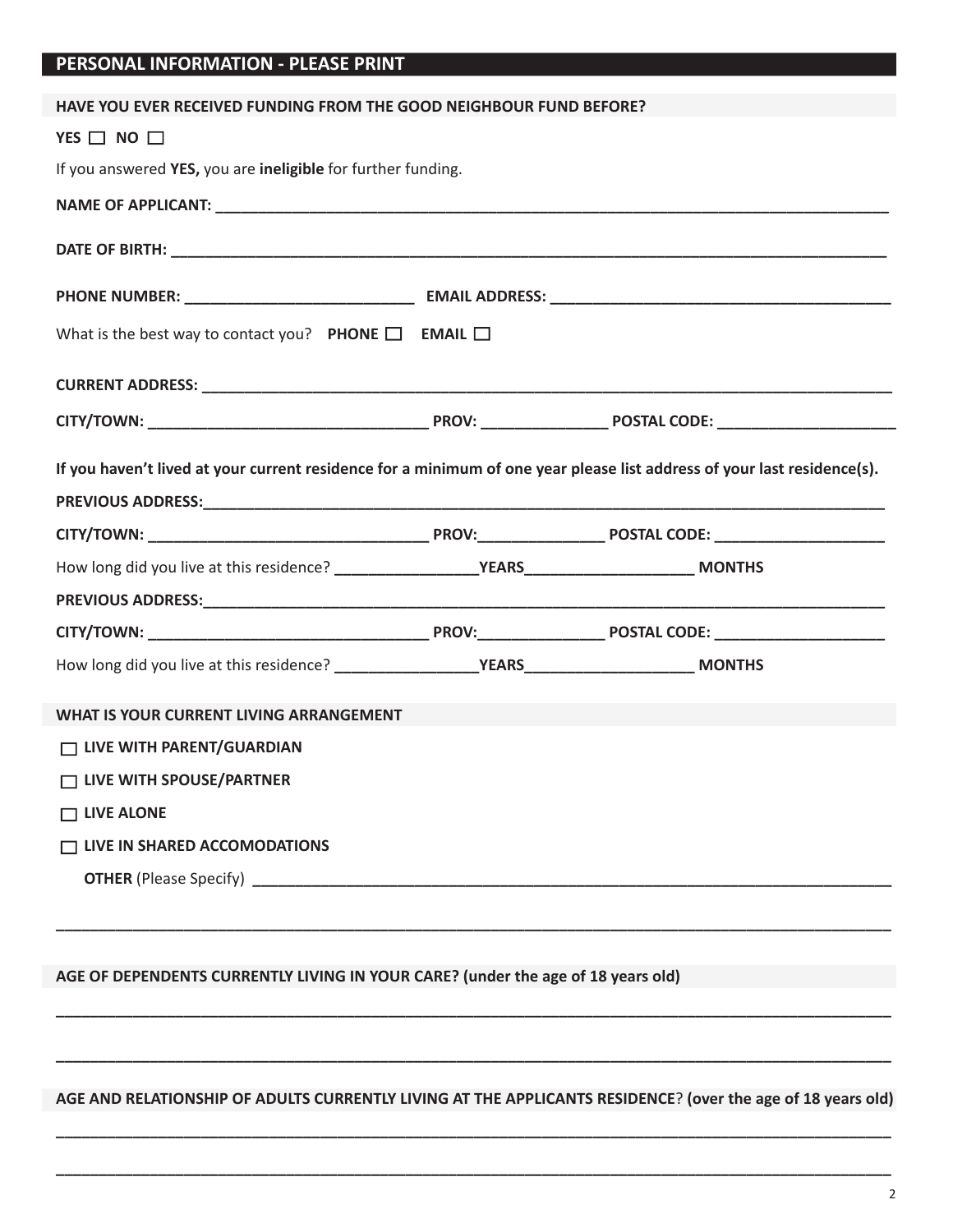## PERSONAL INFORMATION - PLEASE PRINT

**HAVE YOU EVER RECEIVED FUNDING FROM THE GOOD NEIGHBOUR FUND BEFORE?**

**YES** ☐ **NO** ☐

If you answered **YES,** you are **ineligible** for further funding.

**NAME OF APPLICANT:** ______________________________________________________________________________

**DATE OF BIRTH:** __________________________________________________________________________________

**PHONE NUMBER:** ___________________________ **EMAIL ADDRESS:** ________________________________________

What is the best way to contact you? **PHONE** ☐ **EMAIL** ☐

**CURRENT ADDRESS:** ________________________________________________________________________________

**CITY/TOWN:** _________________________________ **PROV:** ______________ **POSTAL CODE:** _____________________

**If you haven't lived at your current residence for a minimum of one year please list address of your last residence(s).**

**PREVIOUS ADDRESS:**_______________________________________________________________________________

**CITY/TOWN:** _________________________________ **PROV:**______________ **POSTAL CODE:** ____________________

How long did you live at this residence? ________________**YEARS**___________________ **MONTHS**

**PREVIOUS ADDRESS:**_______________________________________________________________________________

**CITY/TOWN:** _________________________________ **PROV:**______________ **POSTAL CODE:** ____________________

How long did you live at this residence? ________________**YEARS**___________________ **MONTHS**

**WHAT IS YOUR CURRENT LIVING ARRANGEMENT**

☐ **LIVE WITH PARENT/GUARDIAN**

☐ **LIVE WITH SPOUSE/PARTNER**

☐ **LIVE ALONE**

☐ **LIVE IN SHARED ACCOMODATIONS**

**OTHER** (Please Specify) ___________________________________________________________________________

_____________________________________________________________________________________________________

**AGE OF DEPENDENTS CURRENTLY LIVING IN YOUR CARE? (under the age of 18 years old)**

_____________________________________________________________________________________________________

_____________________________________________________________________________________________________

**AGE AND RELATIONSHIP OF ADULTS CURRENTLY LIVING AT THE APPLICANTS RESIDENCE**? **(over the age of 18 years old)**

_____________________________________________________________________________________________________

_____________________________________________________________________________________________________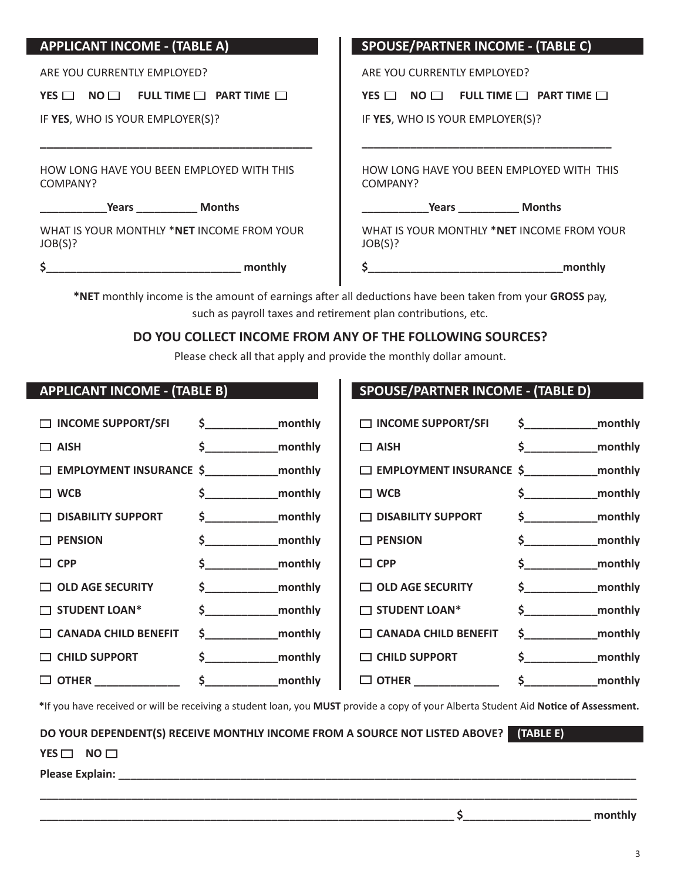## APPLICANT INCOME - (TABLE A)

ARE YOU CURRENTLY EMPLOYED?

**YES** ☐ **NO** ☐ **FULL TIME** ☐ **PART TIME** ☐

IF **YES**, WHO IS YOUR EMPLOYER(S)?

_______________________________________________

HOW LONG HAVE YOU BEEN EMPLOYED WITH THIS COMPANY?

___________**Years** __________ **Months**

WHAT IS YOUR MONTHLY ***NET** INCOME FROM YOUR JOB(S)?

**$**________________________________ **monthly**

## SPOUSE/PARTNER INCOME - (TABLE C)

ARE YOU CURRENTLY EMPLOYED?

**YES** ☐ **NO** ☐ **FULL TIME** ☐ **PART TIME** ☐

IF **YES**, WHO IS YOUR EMPLOYER(S)?

___________________________________________

HOW LONG HAVE YOU BEEN EMPLOYED WITH THIS COMPANY?

___________**Years** __________ **Months**

WHAT IS YOUR MONTHLY ***NET** INCOME FROM YOUR JOB(S)?

**$**________________________________**monthly**

***NET** monthly income is the amount of earnings after all deductions have been taken from your **GROSS** pay, such as payroll taxes and retirement plan contributions, etc.

### DO YOU COLLECT INCOME FROM ANY OF THE FOLLOWING SOURCES?

Please check all that apply and provide the monthly dollar amount.

## APPLICANT INCOME - (TABLE B)

| Source | Amount |
|---|---|
| ☐ **INCOME SUPPORT/SFI** | **$**____________**monthly** |
| ☐ **AISH** | **$**____________**monthly** |
| ☐ **EMPLOYMENT INSURANCE** | **$**____________**monthly** |
| ☐ **WCB** | **$**____________**monthly** |
| ☐ **DISABILITY SUPPORT** | **$**____________**monthly** |
| ☐ **PENSION** | **$**____________**monthly** |
| ☐ **CPP** | **$**____________**monthly** |
| ☐ **OLD AGE SECURITY** | **$**____________**monthly** |
| ☐ **STUDENT LOAN*** | **$**____________**monthly** |
| ☐ **CANADA CHILD BENEFIT** | **$**____________**monthly** |
| ☐ **CHILD SUPPORT** | **$**____________**monthly** |
| ☐ **OTHER** ______________ | **$**____________**monthly** |

## SPOUSE/PARTNER INCOME - (TABLE D)

| Source | Amount |
|---|---|
| ☐ **INCOME SUPPORT/SFI** | **$**____________**monthly** |
| ☐ **AISH** | **$**____________**monthly** |
| ☐ **EMPLOYMENT INSURANCE** | **$**____________**monthly** |
| ☐ **WCB** | **$**____________**monthly** |
| ☐ **DISABILITY SUPPORT** | **$**____________**monthly** |
| ☐ **PENSION** | **$**____________**monthly** |
| ☐ **CPP** | **$**____________**monthly** |
| ☐ **OLD AGE SECURITY** | **$**____________**monthly** |
| ☐ **STUDENT LOAN*** | **$**____________**monthly** |
| ☐ **CANADA CHILD BENEFIT** | **$**____________**monthly** |
| ☐ **CHILD SUPPORT** | **$**____________**monthly** |
| ☐ **OTHER** ______________ | **$**____________**monthly** |

***If you have received or will be receiving a student loan, you **MUST** provide a copy of your Alberta Student Aid **Notice of Assessment.**

**DO YOUR DEPENDENT(S) RECEIVE MONTHLY INCOME FROM A SOURCE NOT LISTED ABOVE? (TABLE E)**

**YES** ☐ **NO** ☐

**Please Explain:** ______________________________________________________________________________

________________________________________________________________________________________________

______________________________________________________________________ **$**_____________________ **monthly**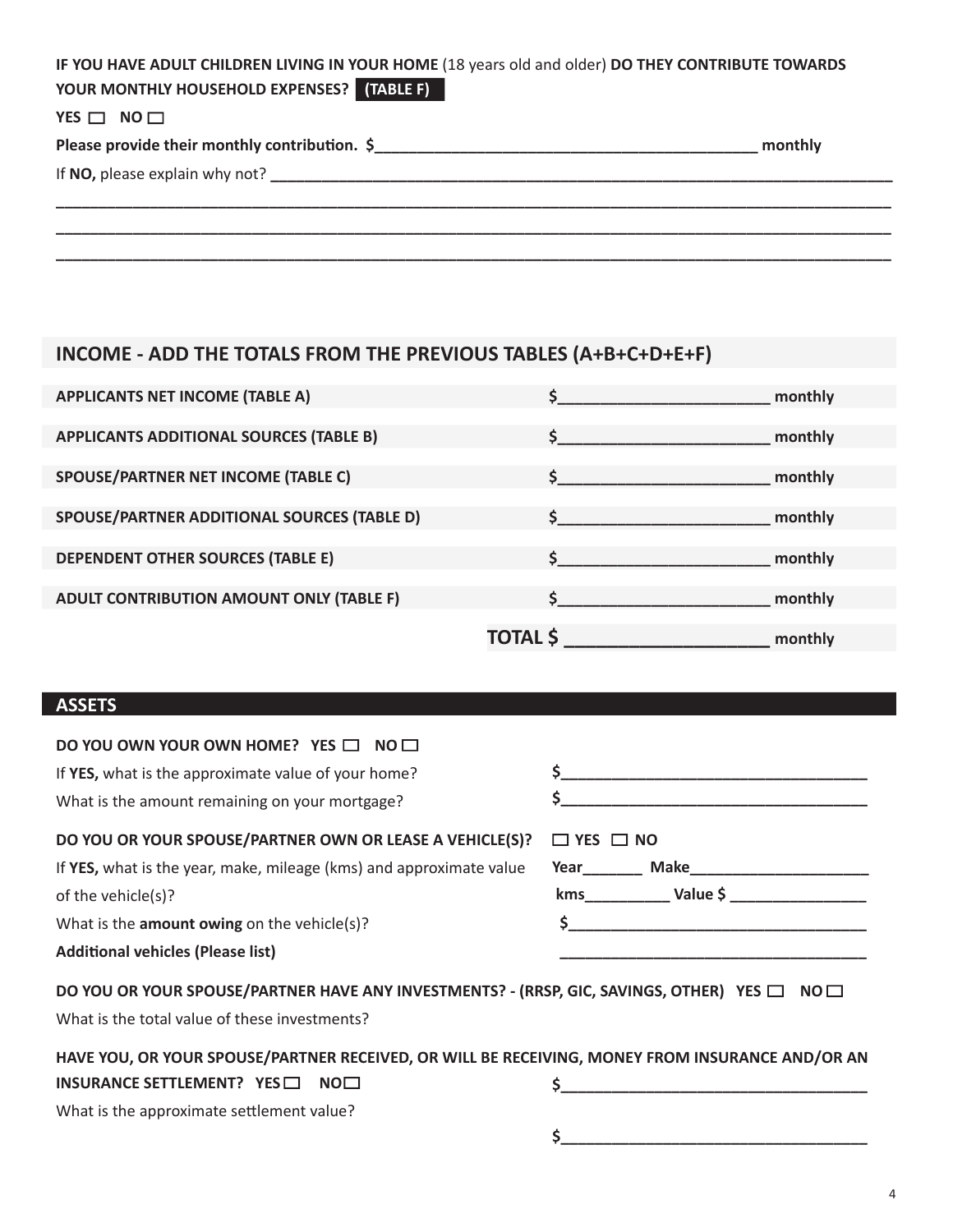**IF YOU HAVE ADULT CHILDREN LIVING IN YOUR HOME** (18 years old and older) **DO THEY CONTRIBUTE TOWARDS YOUR MONTHLY HOUSEHOLD EXPENSES? (TABLE F)**

**YES ☐ NO ☐**

**Please provide their monthly contribution. $_____________________________________________ monthly**

If **NO,** please explain why not? ___________________________________________________________________________

_____________________________________________________________________________________________________

_____________________________________________________________________________________________________

_____________________________________________________________________________________________________

## INCOME - ADD THE TOTALS FROM THE PREVIOUS TABLES (A+B+C+D+E+F)

| | |
|---|---|
| **APPLICANTS NET INCOME (TABLE A)** | **$_______________________ monthly** |
| **APPLICANTS ADDITIONAL SOURCES (TABLE B)** | **$_______________________ monthly** |
| **SPOUSE/PARTNER NET INCOME (TABLE C)** | **$_______________________ monthly** |
| **SPOUSE/PARTNER ADDITIONAL SOURCES (TABLE D)** | **$_______________________ monthly** |
| **DEPENDENT OTHER SOURCES (TABLE E)** | **$_______________________ monthly** |
| **ADULT CONTRIBUTION AMOUNT ONLY (TABLE F)** | **$_______________________ monthly** |
| **TOTAL** | **$ ____________________ monthly** |

## ASSETS

**DO YOU OWN YOUR OWN HOME? YES ☐ NO ☐**

If **YES,** what is the approximate value of your home? **$___________________________________**

What is the amount remaining on your mortgage? **$___________________________________**

**DO YOU OR YOUR SPOUSE/PARTNER OWN OR LEASE A VEHICLE(S)? ☐ YES ☐ NO**

If **YES,** what is the year, make, mileage (kms) and approximate value of the vehicle(s)? **Year_______ Make_____________________** **kms__________ Value $ ________________**

What is the **amount owing** on the vehicle(s)? **$___________________________________**

**Additional vehicles (Please list)** ___________________________________

**DO YOU OR YOUR SPOUSE/PARTNER HAVE ANY INVESTMENTS? - (RRSP, GIC, SAVINGS, OTHER) YES ☐ NO ☐**

What is the total value of these investments? **$___________________________________**

**HAVE YOU, OR YOUR SPOUSE/PARTNER RECEIVED, OR WILL BE RECEIVING, MONEY FROM INSURANCE AND/OR AN INSURANCE SETTLEMENT? YES ☐ NO ☐**

What is the approximate settlement value? **$___________________________________**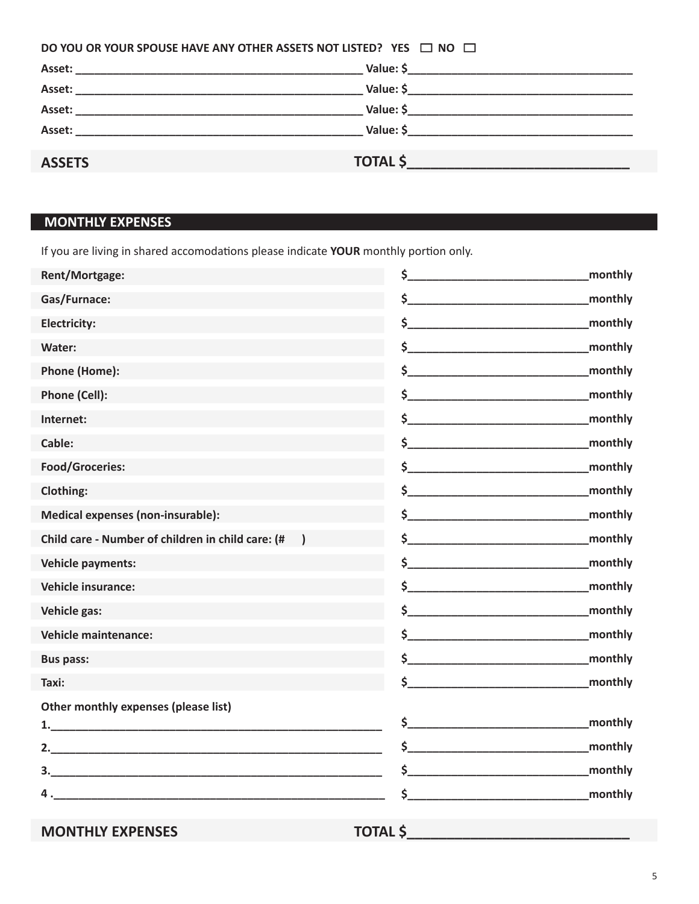**DO YOU OR YOUR SPOUSE HAVE ANY OTHER ASSETS NOT LISTED? YES ☐ NO ☐**

**Asset:** ______________________________________________ **Value: $**___________________________________

**Asset:** ______________________________________________ **Value: $**___________________________________

**Asset:** ______________________________________________ **Value: $**___________________________________

**Asset:** ______________________________________________ **Value: $**___________________________________

**ASSETS** **TOTAL $**____________________________

## MONTHLY EXPENSES

If you are living in shared accomodations please indicate **YOUR** monthly portion only.

| | |
|---|---|
| **Rent/Mortgage:** | $____________________________monthly |
| **Gas/Furnace:** | $____________________________monthly |
| **Electricity:** | $____________________________monthly |
| **Water:** | $____________________________monthly |
| **Phone (Home):** | $____________________________monthly |
| **Phone (Cell):** | $____________________________monthly |
| **Internet:** | $____________________________monthly |
| **Cable:** | $____________________________monthly |
| **Food/Groceries:** | $____________________________monthly |
| **Clothing:** | $____________________________monthly |
| **Medical expenses (non-insurable):** | $____________________________monthly |
| **Child care - Number of children in child care: (# )** | $____________________________monthly |
| **Vehicle payments:** | $____________________________monthly |
| **Vehicle insurance:** | $____________________________monthly |
| **Vehicle gas:** | $____________________________monthly |
| **Vehicle maintenance:** | $____________________________monthly |
| **Bus pass:** | $____________________________monthly |
| **Taxi:** | $____________________________monthly |

**Other monthly expenses (please list)**

| | |
|---|---|
| **1.**_____________________________________________________ | $____________________________monthly |
| **2.**_____________________________________________________ | $____________________________monthly |
| **3.**_____________________________________________________ | $____________________________monthly |
| **4 .**_____________________________________________________ | $____________________________monthly |

**MONTHLY EXPENSES** **TOTAL $**____________________________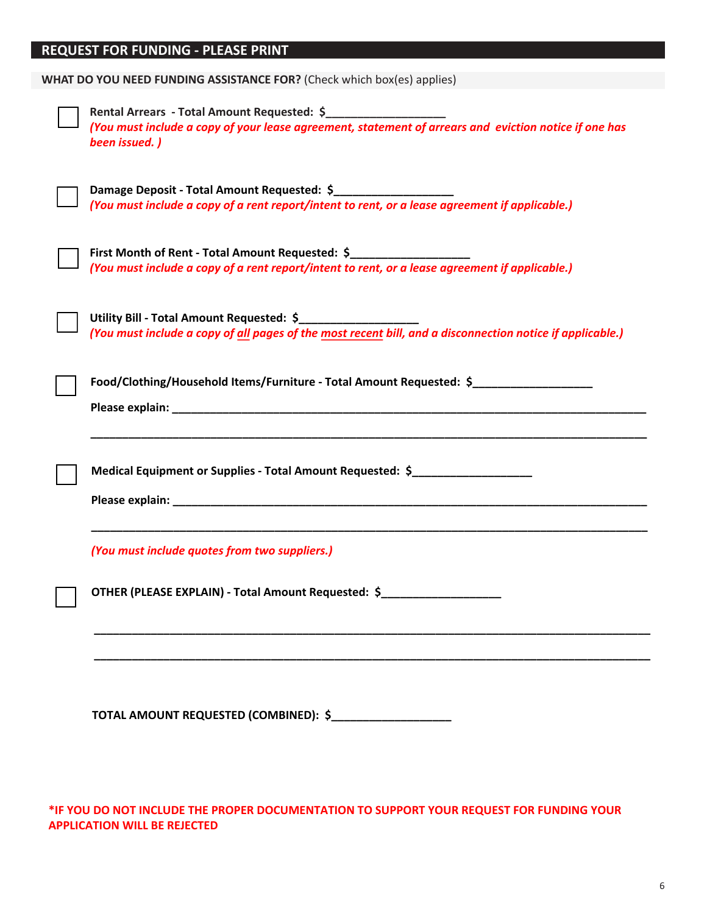## REQUEST FOR FUNDING - PLEASE PRINT

**WHAT DO YOU NEED FUNDING ASSISTANCE FOR?** (Check which box(es) applies)

☐ **Rental Arrears - Total Amount Requested: $__________________**
*(You must include a copy of your lease agreement, statement of arrears and eviction notice if one has been issued. )*

☐ **Damage Deposit - Total Amount Requested: $__________________**
*(You must include a copy of a rent report/intent to rent, or a lease agreement if applicable.)*

☐ **First Month of Rent - Total Amount Requested: $__________________**
*(You must include a copy of a rent report/intent to rent, or a lease agreement if applicable.)*

☐ **Utility Bill - Total Amount Requested: $__________________**
*(You must include a copy of all pages of the most recent bill, and a disconnection notice if applicable.)*

☐ **Food/Clothing/Household Items/Furniture - Total Amount Requested: $__________________**

**Please explain:** ______________________________________________________________________________

______________________________________________________________________________________________

☐ **Medical Equipment or Supplies - Total Amount Requested: $__________________**

**Please explain:** ______________________________________________________________________________

______________________________________________________________________________________________

*(You must include quotes from two suppliers.)*

☐ **OTHER (PLEASE EXPLAIN) - Total Amount Requested: $__________________**

______________________________________________________________________________________________

______________________________________________________________________________________________

**TOTAL AMOUNT REQUESTED (COMBINED): $__________________**

**\*IF YOU DO NOT INCLUDE THE PROPER DOCUMENTATION TO SUPPORT YOUR REQUEST FOR FUNDING YOUR APPLICATION WILL BE REJECTED**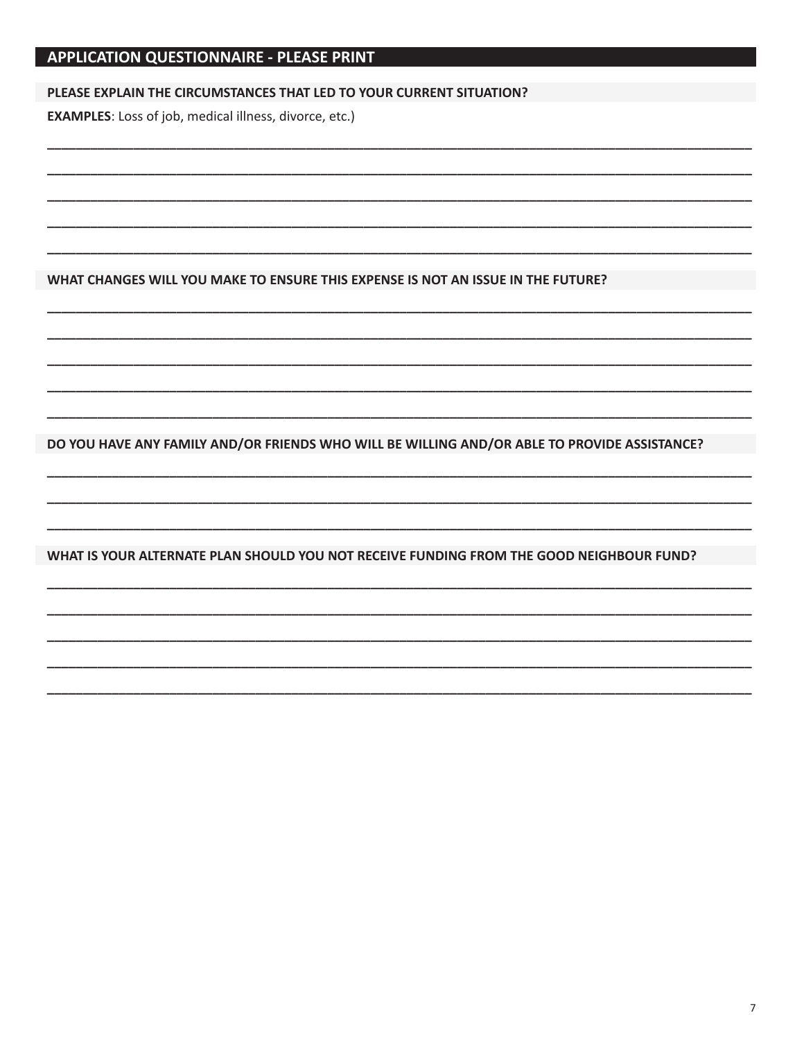## APPLICATION QUESTIONNAIRE - PLEASE PRINT

**PLEASE EXPLAIN THE CIRCUMSTANCES THAT LED TO YOUR CURRENT SITUATION?**

**EXAMPLES**: Loss of job, medical illness, divorce, etc.)

___________________________________________________________________________________

___________________________________________________________________________________

___________________________________________________________________________________

___________________________________________________________________________________

___________________________________________________________________________________

**WHAT CHANGES WILL YOU MAKE TO ENSURE THIS EXPENSE IS NOT AN ISSUE IN THE FUTURE?**

___________________________________________________________________________________

___________________________________________________________________________________

___________________________________________________________________________________

___________________________________________________________________________________

___________________________________________________________________________________

**DO YOU HAVE ANY FAMILY AND/OR FRIENDS WHO WILL BE WILLING AND/OR ABLE TO PROVIDE ASSISTANCE?**

___________________________________________________________________________________

___________________________________________________________________________________

___________________________________________________________________________________

**WHAT IS YOUR ALTERNATE PLAN SHOULD YOU NOT RECEIVE FUNDING FROM THE GOOD NEIGHBOUR FUND?**

___________________________________________________________________________________

___________________________________________________________________________________

___________________________________________________________________________________

___________________________________________________________________________________

___________________________________________________________________________________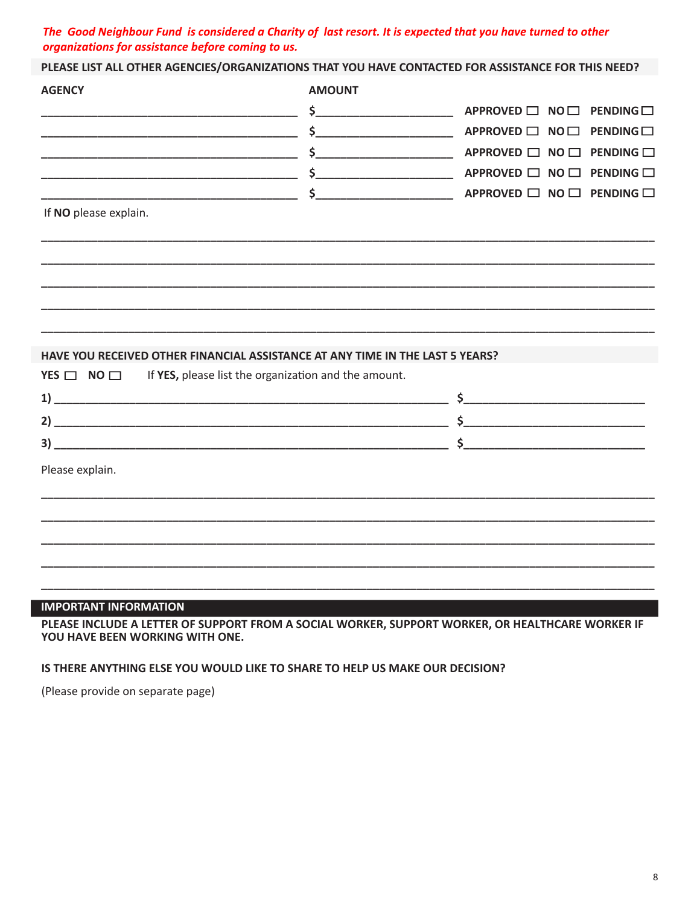***The Good Neighbour Fund is considered a Charity of last resort. It is expected that you have turned to other organizations for assistance before coming to us.***

**PLEASE LIST ALL OTHER AGENCIES/ORGANIZATIONS THAT YOU HAVE CONTACTED FOR ASSISTANCE FOR THIS NEED?**

| AGENCY | AMOUNT | |
|---|---|---|
| ______________________ | $______________ | APPROVED ☐ NO ☐ PENDING ☐ |
| ______________________ | $______________ | APPROVED ☐ NO ☐ PENDING ☐ |
| ______________________ | $______________ | APPROVED ☐ NO ☐ PENDING ☐ |
| ______________________ | $______________ | APPROVED ☐ NO ☐ PENDING ☐ |
| ______________________ | $______________ | APPROVED ☐ NO ☐ PENDING ☐ |

If **NO** please explain.

______________________________________________________________________________

______________________________________________________________________________

______________________________________________________________________________

______________________________________________________________________________

______________________________________________________________________________

**HAVE YOU RECEIVED OTHER FINANCIAL ASSISTANCE AT ANY TIME IN THE LAST 5 YEARS?**

**YES** ☐ **NO** ☐ If **YES,** please list the organization and the amount.

**1)** ________________________________________ $____________________

**2)** ________________________________________ $____________________

**3)** ________________________________________ $____________________

Please explain.

______________________________________________________________________________

______________________________________________________________________________

______________________________________________________________________________

______________________________________________________________________________

______________________________________________________________________________

## IMPORTANT INFORMATION

**PLEASE INCLUDE A LETTER OF SUPPORT FROM A SOCIAL WORKER, SUPPORT WORKER, OR HEALTHCARE WORKER IF YOU HAVE BEEN WORKING WITH ONE.**

**IS THERE ANYTHING ELSE YOU WOULD LIKE TO SHARE TO HELP US MAKE OUR DECISION?**

(Please provide on separate page)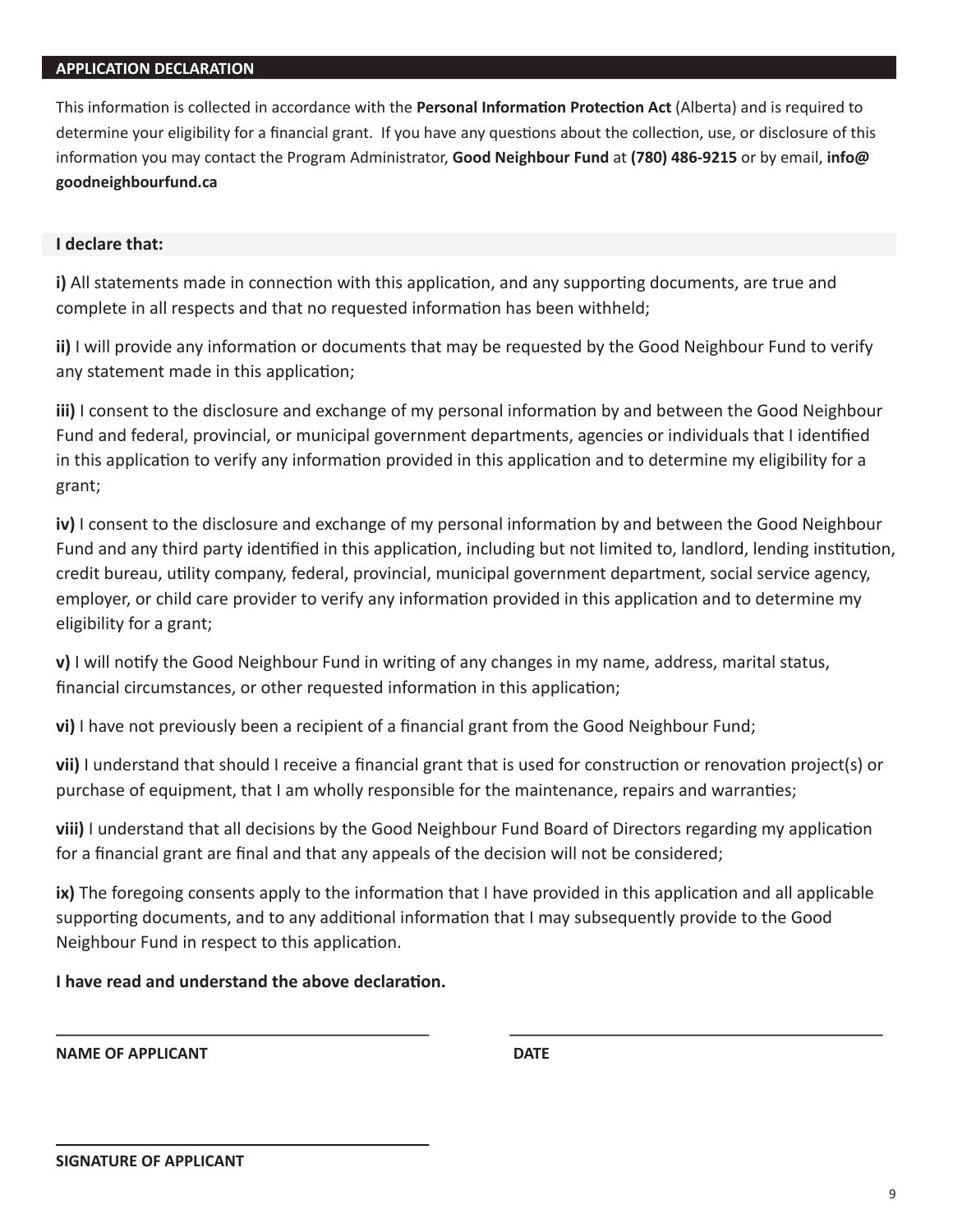## APPLICATION DECLARATION

This information is collected in accordance with the **Personal Information Protection Act** (Alberta) and is required to determine your eligibility for a financial grant. If you have any questions about the collection, use, or disclosure of this information you may contact the Program Administrator, **Good Neighbour Fund** at **(780) 486-9215** or by email, **info@goodneighbourfund.ca**

### I declare that:

**i)** All statements made in connection with this application, and any supporting documents, are true and complete in all respects and that no requested information has been withheld;

**ii)** I will provide any information or documents that may be requested by the Good Neighbour Fund to verify any statement made in this application;

**iii)** I consent to the disclosure and exchange of my personal information by and between the Good Neighbour Fund and federal, provincial, or municipal government departments, agencies or individuals that I identified in this application to verify any information provided in this application and to determine my eligibility for a grant;

**iv)** I consent to the disclosure and exchange of my personal information by and between the Good Neighbour Fund and any third party identified in this application, including but not limited to, landlord, lending institution, credit bureau, utility company, federal, provincial, municipal government department, social service agency, employer, or child care provider to verify any information provided in this application and to determine my eligibility for a grant;

**v)** I will notify the Good Neighbour Fund in writing of any changes in my name, address, marital status, financial circumstances, or other requested information in this application;

**vi)** I have not previously been a recipient of a financial grant from the Good Neighbour Fund;

**vii)** I understand that should I receive a financial grant that is used for construction or renovation project(s) or purchase of equipment, that I am wholly responsible for the maintenance, repairs and warranties;

**viii)** I understand that all decisions by the Good Neighbour Fund Board of Directors regarding my application for a financial grant are final and that any appeals of the decision will not be considered;

**ix)** The foregoing consents apply to the information that I have provided in this application and all applicable supporting documents, and to any additional information that I may subsequently provide to the Good Neighbour Fund in respect to this application.

**I have read and understand the above declaration.**

\_\_\_\_\_\_\_\_\_\_\_\_\_\_\_\_\_\_\_\_\_\_\_\_\_\_\_\_\_\_\_\_\_\_\_\_\_\_\_\_
**NAME OF APPLICANT**

\_\_\_\_\_\_\_\_\_\_\_\_\_\_\_\_\_\_\_\_\_\_\_\_\_\_\_\_\_\_\_\_\_\_\_\_\_\_\_\_
**DATE**

\_\_\_\_\_\_\_\_\_\_\_\_\_\_\_\_\_\_\_\_\_\_\_\_\_\_\_\_\_\_\_\_\_\_\_\_\_\_\_\_
**SIGNATURE OF APPLICANT**